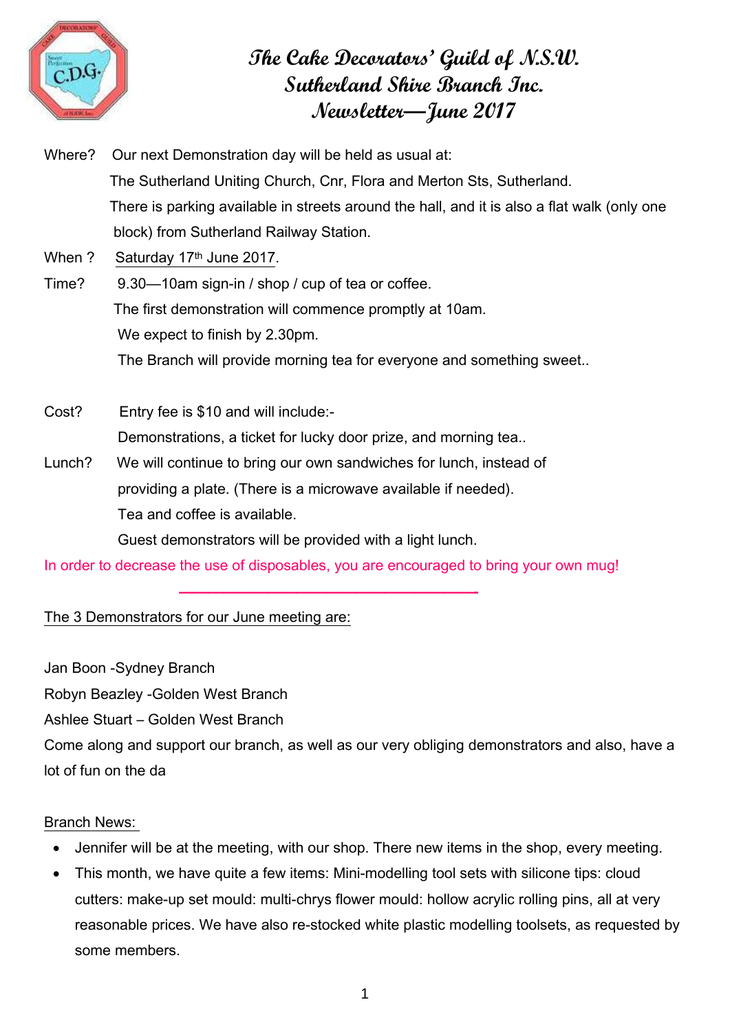# The Cake Decorators' Guild of N.S.W.
# Sutherland Shire Branch Inc.
# Newsletter—June 2017

Where? Our next Demonstration day will be held as usual at:
The Sutherland Uniting Church, Cnr, Flora and Merton Sts, Sutherland.
There is parking available in streets around the hall, and it is also a flat walk (only one block) from Sutherland Railway Station.

When ? Saturday 17th June 2017.

Time? 9.30—10am sign-in / shop / cup of tea or coffee.
The first demonstration will commence promptly at 10am.
We expect to finish by 2.30pm.
The Branch will provide morning tea for everyone and something sweet..

Cost? Entry fee is $10 and will include:-
Demonstrations, a ticket for lucky door prize, and morning tea..

Lunch? We will continue to bring our own sandwiches for lunch, instead of providing a plate. (There is a microwave available if needed).
Tea and coffee is available.
Guest demonstrators will be provided with a light lunch.

In order to decrease the use of disposables, you are encouraged to bring your own mug!

---

The 3 Demonstrators for our June meeting are:

Jan Boon -Sydney Branch
Robyn Beazley -Golden West Branch
Ashlee Stuart – Golden West Branch

Come along and support our branch, as well as our very obliging demonstrators and also, have a lot of fun on the da

Branch News:

- Jennifer will be at the meeting, with our shop. There new items in the shop, every meeting.
- This month, we have quite a few items: Mini-modelling tool sets with silicone tips: cloud cutters: make-up set mould: multi-chrys flower mould: hollow acrylic rolling pins, all at very reasonable prices. We have also re-stocked white plastic modelling toolsets, as requested by some members.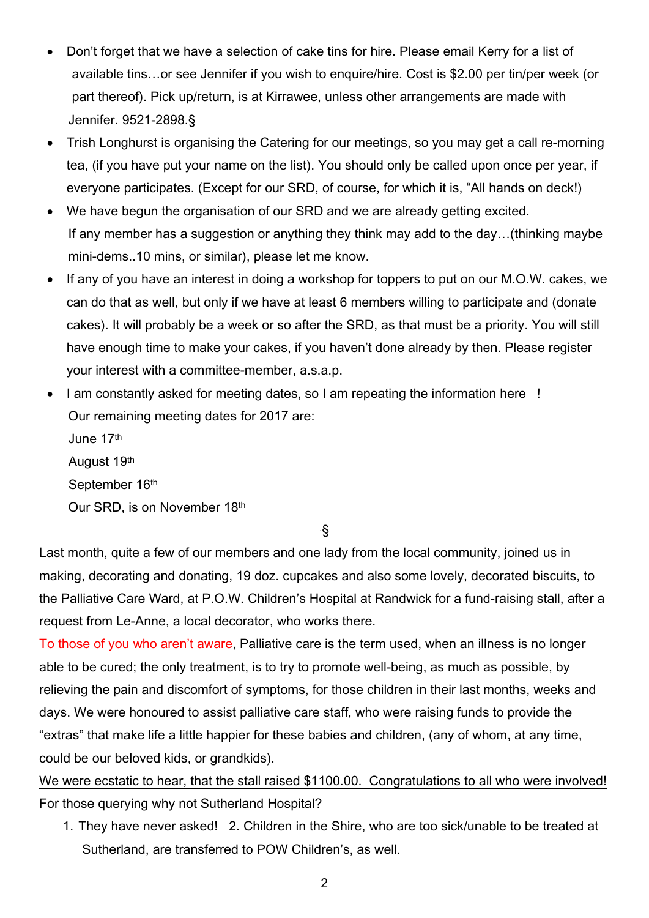- Don't forget that we have a selection of cake tins for hire. Please email Kerry for a list of available tins…or see Jennifer if you wish to enquire/hire. Cost is $2.00 per tin/per week (or part thereof). Pick up/return, is at Kirrawee, unless other arrangements are made with Jennifer. 9521-2898.§
- Trish Longhurst is organising the Catering for our meetings, so you may get a call re-morning tea, (if you have put your name on the list). You should only be called upon once per year, if everyone participates. (Except for our SRD, of course, for which it is, "All hands on deck!)
- We have begun the organisation of our SRD and we are already getting excited. If any member has a suggestion or anything they think may add to the day…(thinking maybe mini-dems..10 mins, or similar), please let me know.
- If any of you have an interest in doing a workshop for toppers to put on our M.O.W. cakes, we can do that as well, but only if we have at least 6 members willing to participate and (donate cakes). It will probably be a week or so after the SRD, as that must be a priority. You will still have enough time to make your cakes, if you haven't done already by then. Please register your interest with a committee-member, a.s.a.p.
- I am constantly asked for meeting dates, so I am repeating the information here !
  Our remaining meeting dates for 2017 are:
  June 17th
  August 19th
  September 16th
  Our SRD, is on November 18th

§

Last month, quite a few of our members and one lady from the local community, joined us in making, decorating and donating, 19 doz. cupcakes and also some lovely, decorated biscuits, to the Palliative Care Ward, at P.O.W. Children's Hospital at Randwick for a fund-raising stall, after a request from Le-Anne, a local decorator, who works there.

To those of you who aren't aware, Palliative care is the term used, when an illness is no longer able to be cured; the only treatment, is to try to promote well-being, as much as possible, by relieving the pain and discomfort of symptoms, for those children in their last months, weeks and days. We were honoured to assist palliative care staff, who were raising funds to provide the "extras" that make life a little happier for these babies and children, (any of whom, at any time, could be our beloved kids, or grandkids).

<u>We were ecstatic to hear, that the stall raised $1100.00. Congratulations to all who were involved!</u>

For those querying why not Sutherland Hospital?

1. They have never asked! 2. Children in the Shire, who are too sick/unable to be treated at Sutherland, are transferred to POW Children's, as well.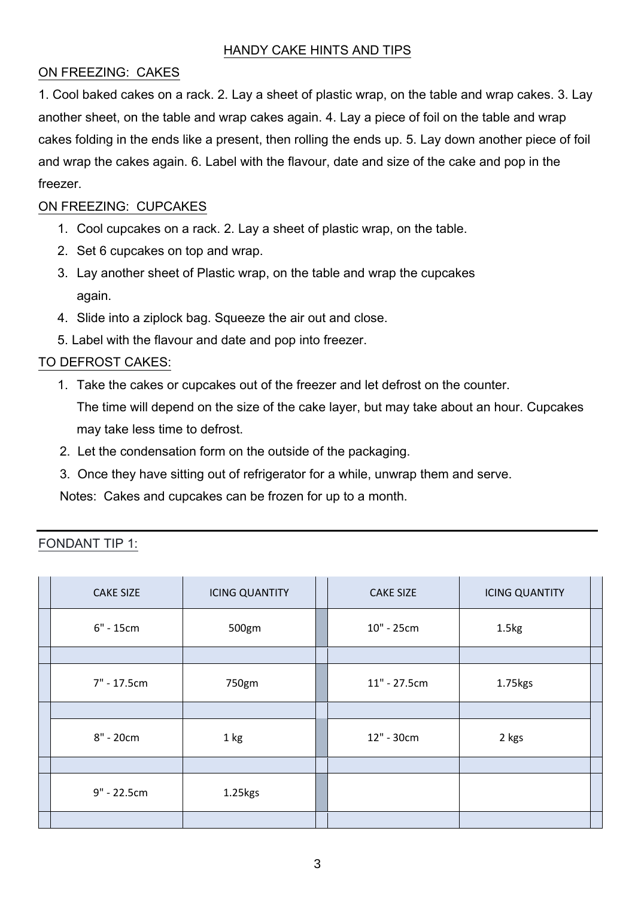## HANDY CAKE HINTS AND TIPS

### ON FREEZING: CAKES

1. Cool baked cakes on a rack. 2. Lay a sheet of plastic wrap, on the table and wrap cakes. 3. Lay another sheet, on the table and wrap cakes again. 4. Lay a piece of foil on the table and wrap cakes folding in the ends like a present, then rolling the ends up. 5. Lay down another piece of foil and wrap the cakes again. 6. Label with the flavour, date and size of the cake and pop in the freezer.

### ON FREEZING: CUPCAKES

1. Cool cupcakes on a rack. 2. Lay a sheet of plastic wrap, on the table.
2. Set 6 cupcakes on top and wrap.
3. Lay another sheet of Plastic wrap, on the table and wrap the cupcakes again.
4. Slide into a ziplock bag. Squeeze the air out and close.
5. Label with the flavour and date and pop into freezer.

### TO DEFROST CAKES:

1. Take the cakes or cupcakes out of the freezer and let defrost on the counter. The time will depend on the size of the cake layer, but may take about an hour. Cupcakes may take less time to defrost.
2. Let the condensation form on the outside of the packaging.
3. Once they have sitting out of refrigerator for a while, unwrap them and serve.

Notes: Cakes and cupcakes can be frozen for up to a month.

---

### FONDANT TIP 1:

| CAKE SIZE | ICING QUANTITY | CAKE SIZE | ICING QUANTITY |
|---|---|---|---|
| 6" - 15cm | 500gm | 10" - 25cm | 1.5kg |
| 7" - 17.5cm | 750gm | 11" - 27.5cm | 1.75kgs |
| 8" - 20cm | 1 kg | 12" - 30cm | 2 kgs |
| 9" - 22.5cm | 1.25kgs | | |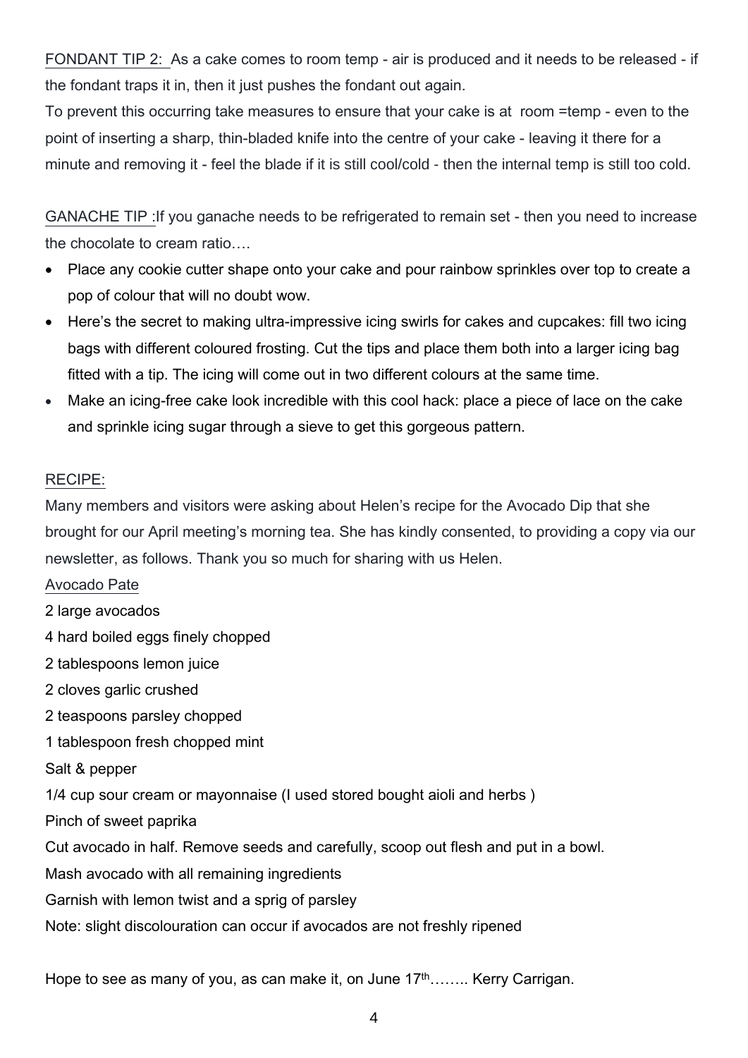FONDANT TIP 2: As a cake comes to room temp - air is produced and it needs to be released - if the fondant traps it in, then it just pushes the fondant out again.

To prevent this occurring take measures to ensure that your cake is at room =temp - even to the point of inserting a sharp, thin-bladed knife into the centre of your cake - leaving it there for a minute and removing it - feel the blade if it is still cool/cold - then the internal temp is still too cold.

GANACHE TIP :If you ganache needs to be refrigerated to remain set - then you need to increase the chocolate to cream ratio….

- Place any cookie cutter shape onto your cake and pour rainbow sprinkles over top to create a pop of colour that will no doubt wow.
- Here's the secret to making ultra-impressive icing swirls for cakes and cupcakes: fill two icing bags with different coloured frosting. Cut the tips and place them both into a larger icing bag fitted with a tip. The icing will come out in two different colours at the same time.
- Make an icing-free cake look incredible with this cool hack: place a piece of lace on the cake and sprinkle icing sugar through a sieve to get this gorgeous pattern.

RECIPE:

Many members and visitors were asking about Helen's recipe for the Avocado Dip that she brought for our April meeting's morning tea. She has kindly consented, to providing a copy via our newsletter, as follows. Thank you so much for sharing with us Helen.

Avocado Pate

2 large avocados

4 hard boiled eggs finely chopped

2 tablespoons lemon juice

2 cloves garlic crushed

2 teaspoons parsley chopped

1 tablespoon fresh chopped mint

Salt & pepper

1/4 cup sour cream or mayonnaise (I used stored bought aioli and herbs )

Pinch of sweet paprika

Cut avocado in half. Remove seeds and carefully, scoop out flesh and put in a bowl.

Mash avocado with all remaining ingredients

Garnish with lemon twist and a sprig of parsley

Note: slight discolouration can occur if avocados are not freshly ripened

Hope to see as many of you, as can make it, on June 17th…….. Kerry Carrigan.